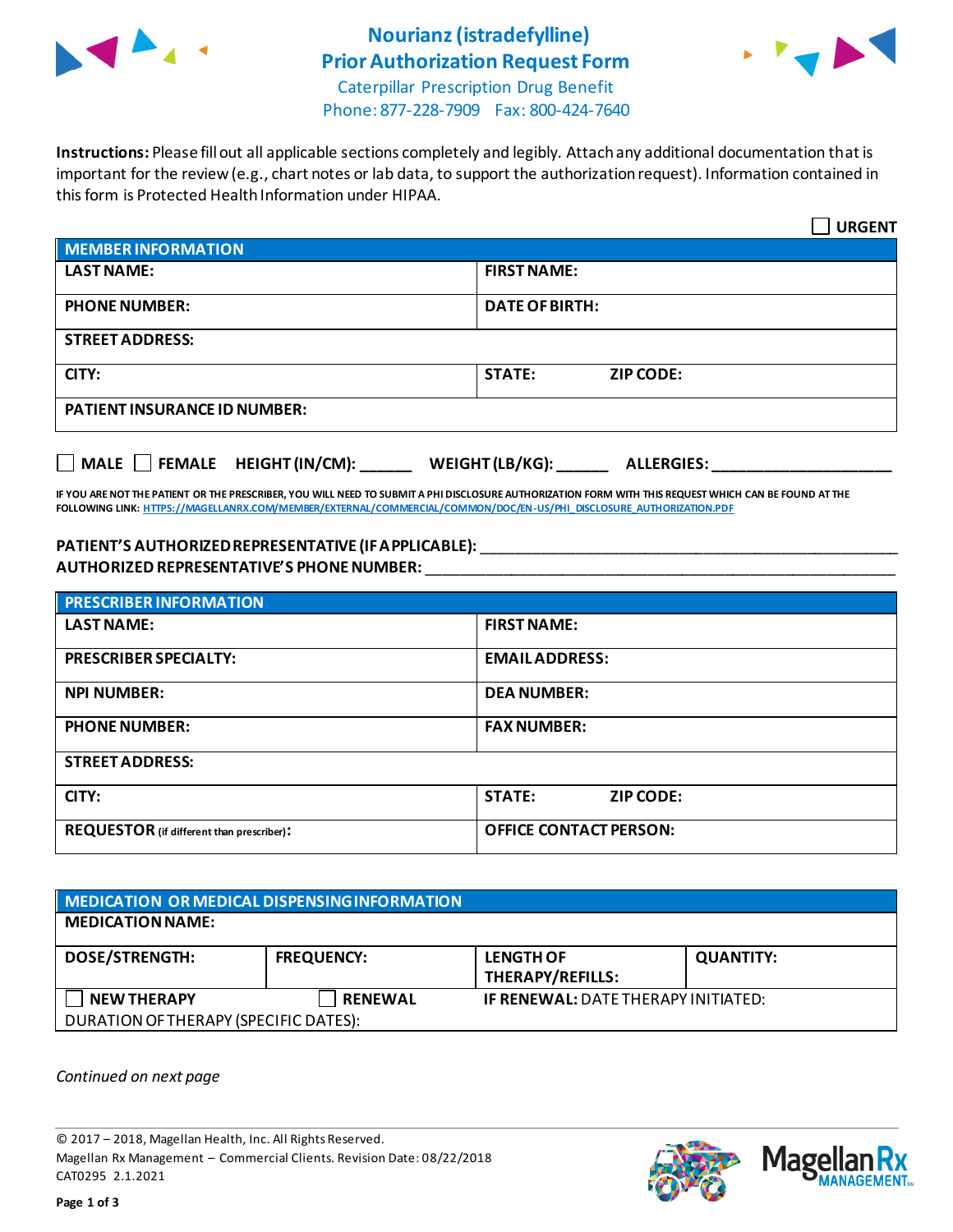# Nourianz (istradefylline) Prior Authorization Request Form

Caterpillar Prescription Drug Benefit
Phone: 877-228-7909 Fax: 800-424-7640

**Instructions:** Please fill out all applicable sections completely and legibly. Attach any additional documentation that is important for the review (e.g., chart notes or lab data, to support the authorization request). Information contained in this form is Protected Health Information under HIPAA.

☐ **URGENT**

| **MEMBER INFORMATION** | | |
|---|---|---|
| **LAST NAME:** | **FIRST NAME:** | |
| **PHONE NUMBER:** | **DATE OF BIRTH:** | |
| **STREET ADDRESS:** | | |
| **CITY:** | **STATE:** | **ZIP CODE:** |
| **PATIENT INSURANCE ID NUMBER:** | | |

☐ **MALE** ☐ **FEMALE** **HEIGHT (IN/CM):** ______ **WEIGHT (LB/KG):** ______ **ALLERGIES:** ____________________

**IF YOU ARE NOT THE PATIENT OR THE PRESCRIBER, YOU WILL NEED TO SUBMIT A PHI DISCLOSURE AUTHORIZATION FORM WITH THIS REQUEST WHICH CAN BE FOUND AT THE FOLLOWING LINK: HTTPS://MAGELLANRX.COM/MEMBER/EXTERNAL/COMMERCIAL/COMMON/DOC/EN-US/PHI_DISCLOSURE_AUTHORIZATION.PDF**

**PATIENT'S AUTHORIZED REPRESENTATIVE (IF APPLICABLE):** ____________________________________________

**AUTHORIZED REPRESENTATIVE'S PHONE NUMBER:** ____________________________________________

| **PRESCRIBER INFORMATION** | | |
|---|---|---|
| **LAST NAME:** | **FIRST NAME:** | |
| **PRESCRIBER SPECIALTY:** | **EMAIL ADDRESS:** | |
| **NPI NUMBER:** | **DEA NUMBER:** | |
| **PHONE NUMBER:** | **FAX NUMBER:** | |
| **STREET ADDRESS:** | | |
| **CITY:** | **STATE:** | **ZIP CODE:** |
| **REQUESTOR** (if different than prescriber)**:** | **OFFICE CONTACT PERSON:** | |

| **MEDICATION OR MEDICAL DISPENSING INFORMATION** | | | |
|---|---|---|---|
| **MEDICATION NAME:** | | | |
| **DOSE/STRENGTH:** | **FREQUENCY:** | **LENGTH OF THERAPY/REFILLS:** | **QUANTITY:** |
| ☐ **NEW THERAPY** | ☐ **RENEWAL** | **IF RENEWAL:** DATE THERAPY INITIATED: | |
| DURATION OF THERAPY (SPECIFIC DATES): | | | |

*Continued on next page*

© 2017 – 2018, Magellan Health, Inc. All Rights Reserved.
Magellan Rx Management – Commercial Clients. Revision Date: 08/22/2018
CAT0295 2.1.2021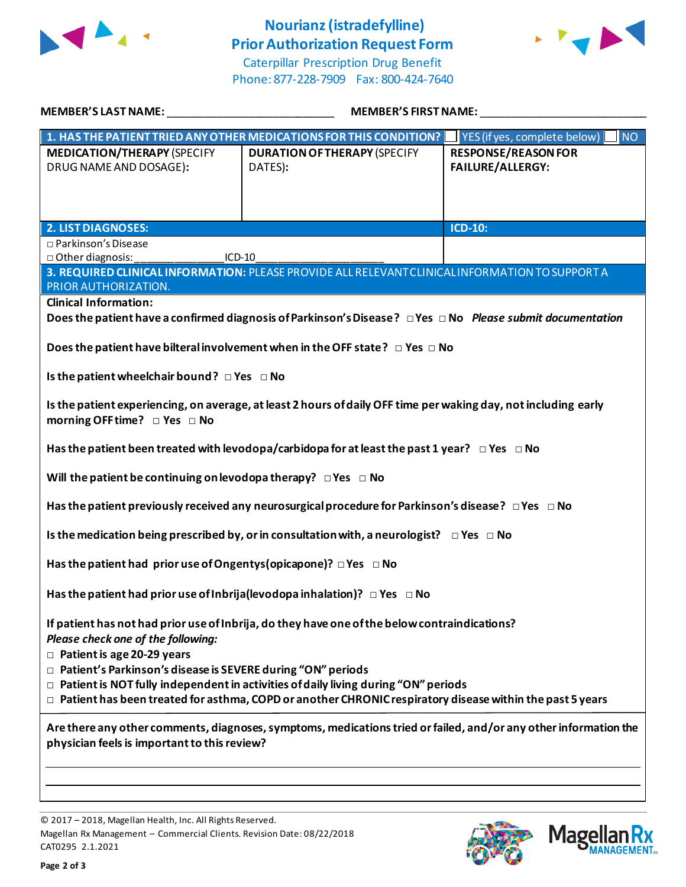# Nourianz (istradefylline) Prior Authorization Request Form

Caterpillar Prescription Drug Benefit
Phone: 877-228-7909 Fax: 800-424-7640

**MEMBER'S LAST NAME:** ___________________________ **MEMBER'S FIRST NAME:** ___________________________

| **1. HAS THE PATIENT TRIED ANY OTHER MEDICATIONS FOR THIS CONDITION?** | | ☐ YES (if yes, complete below) ☐ NO |
|---|---|---|
| **MEDICATION/THERAPY** (SPECIFY DRUG NAME AND DOSAGE): | **DURATION OF THERAPY** (SPECIFY DATES): | **RESPONSE/REASON FOR FAILURE/ALLERGY:** |
| | | |

| **2. LIST DIAGNOSES:** | **ICD-10:** |
|---|---|
| ☐ Parkinson's Disease<br>☐ Other diagnosis: _______________ICD-10____________________ | |

**3. REQUIRED CLINICAL INFORMATION:** PLEASE PROVIDE ALL RELEVANT CLINICAL INFORMATION TO SUPPORT A PRIOR AUTHORIZATION.

**Clinical Information:**

**Does the patient have a confirmed diagnosis of Parkinson's Disease?** ☐ **Yes** ☐ **No** ***Please submit documentation***

**Does the patient have bilteral involvement when in the OFF state?** ☐ **Yes** ☐ **No**

**Is the patient wheelchair bound?** ☐ **Yes** ☐ **No**

**Is the patient experiencing, on average, at least 2 hours of daily OFF time per waking day, not including early morning OFF time?** ☐ **Yes** ☐ **No**

**Has the patient been treated with levodopa/carbidopa for at least the past 1 year?** ☐ **Yes** ☐ **No**

**Will the patient be continuing on levodopa therapy?** ☐ **Yes** ☐ **No**

**Has the patient previously received any neurosurgical procedure for Parkinson's disease?** ☐ **Yes** ☐ **No**

**Is the medication being prescribed by, or in consultation with, a neurologist?** ☐ **Yes** ☐ **No**

**Has the patient had prior use of Ongentys (opicapone)?** ☐ **Yes** ☐ **No**

**Has the patient had prior use of Inbrija (levodopa inhalation)?** ☐ **Yes** ☐ **No**

**If patient has not had prior use of Inbrija, do they have one of the below contraindications?**
***Please check one of the following:***

- ☐ **Patient is age 20-29 years**
- ☐ **Patient's Parkinson's disease is SEVERE during "ON" periods**
- ☐ **Patient is NOT fully independent in activities of daily living during "ON" periods**
- ☐ **Patient has been treated for asthma, COPD or another CHRONIC respiratory disease within the past 5 years**

**Are there any other comments, diagnoses, symptoms, medications tried or failed, and/or any other information the physician feels is important to this review?**

_______________________________________________________________________________

_______________________________________________________________________________

© 2017 – 2018, Magellan Health, Inc. All Rights Reserved.
Magellan Rx Management – Commercial Clients. Revision Date: 08/22/2018
CAT0295 2.1.2021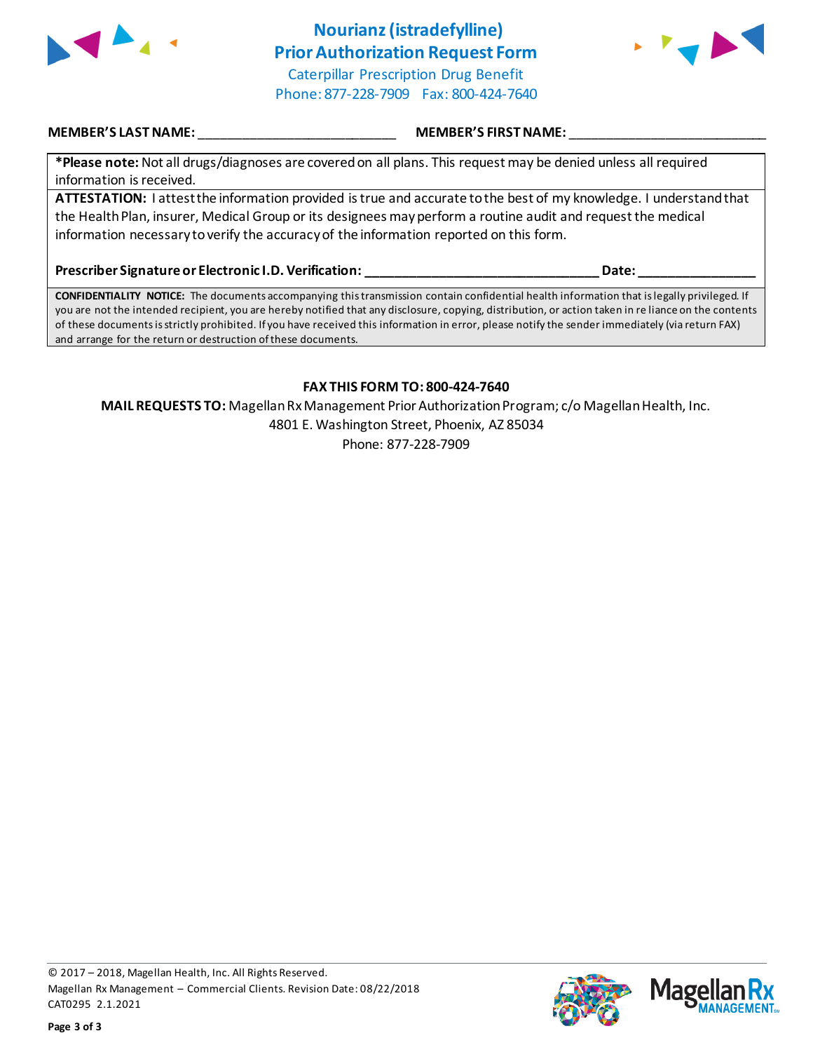# Nourianz (istradefylline)
## Prior Authorization Request Form

Caterpillar Prescription Drug Benefit
Phone: 877-228-7909 Fax: 800-424-7640

**MEMBER'S LAST NAME:** ___________________________ **MEMBER'S FIRST NAME:** ___________________________

***Please note:** Not all drugs/diagnoses are covered on all plans. This request may be denied unless all required information is received.

**ATTESTATION:** I attest the information provided is true and accurate to the best of my knowledge. I understand that the Health Plan, insurer, Medical Group or its designees may perform a routine audit and request the medical information necessary to verify the accuracy of the information reported on this form.

**Prescriber Signature or Electronic I.D. Verification:** ________________________________ **Date:** ________________

**CONFIDENTIALITY NOTICE:** The documents accompanying this transmission contain confidential health information that is legally privileged. If you are not the intended recipient, you are hereby notified that any disclosure, copying, distribution, or action taken in reliance on the contents of these documents is strictly prohibited. If you have received this information in error, please notify the sender immediately (via return FAX) and arrange for the return or destruction of these documents.

**FAX THIS FORM TO: 800-424-7640**

**MAIL REQUESTS TO:** Magellan Rx Management Prior Authorization Program; c/o Magellan Health, Inc.
4801 E. Washington Street, Phoenix, AZ 85034
Phone: 877-228-7909

© 2017 – 2018, Magellan Health, Inc. All Rights Reserved.
Magellan Rx Management – Commercial Clients. Revision Date: 08/22/2018
CAT0295 2.1.2021